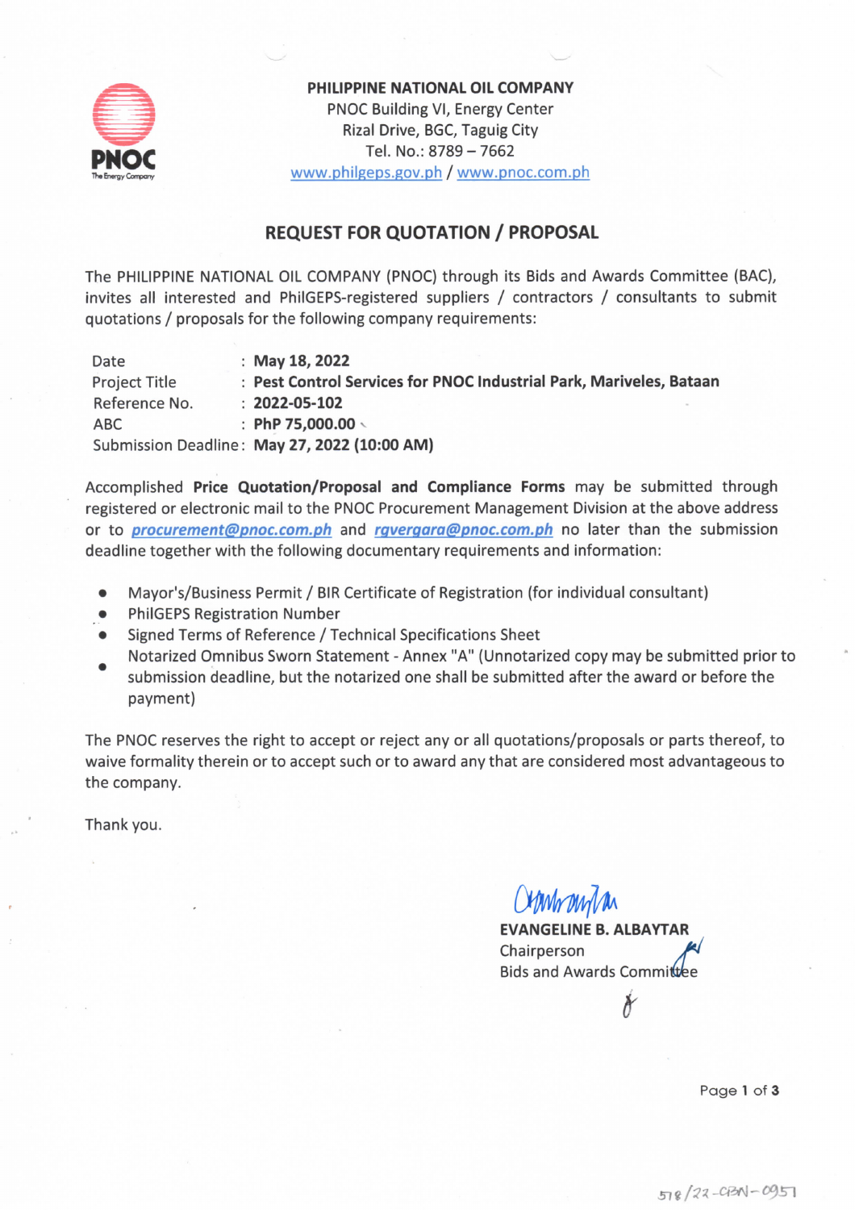**PHILIPPINE NATIONAL OIL COMPANY**
PNOC Building VI, Energy Center
Rizal Drive, BGC, Taguig City
Tel. No.: 8789 – 7662
www.philgeps.gov.ph / www.pnoc.com.ph

## REQUEST FOR QUOTATION / PROPOSAL

The PHILIPPINE NATIONAL OIL COMPANY (PNOC) through its Bids and Awards Committee (BAC), invites all interested and PhilGEPS-registered suppliers / contractors / consultants to submit quotations / proposals for the following company requirements:

| | | |
|---|---|---|
| Date | : | **May 18, 2022** |
| Project Title | : | **Pest Control Services for PNOC Industrial Park, Mariveles, Bataan** |
| Reference No. | : | **2022-05-102** |
| ABC | : | **PhP 75,000.00** |
| Submission Deadline | : | **May 27, 2022 (10:00 AM)** |

Accomplished **Price Quotation/Proposal and Compliance Forms** may be submitted through registered or electronic mail to the PNOC Procurement Management Division at the above address or to ***procurement@pnoc.com.ph*** and ***rgvergara@pnoc.com.ph*** no later than the submission deadline together with the following documentary requirements and information:

- Mayor's/Business Permit / BIR Certificate of Registration (for individual consultant)
- PhilGEPS Registration Number
- Signed Terms of Reference / Technical Specifications Sheet
- Notarized Omnibus Sworn Statement - Annex "A" (Unnotarized copy may be submitted prior to submission deadline, but the notarized one shall be submitted after the award or before the payment)

The PNOC reserves the right to accept or reject any or all quotations/proposals or parts thereof, to waive formality therein or to accept such or to award any that are considered most advantageous to the company.

Thank you.

**EVANGELINE B. ALBAYTAR**
Chairperson
Bids and Awards Committee

518/22-CBN-0957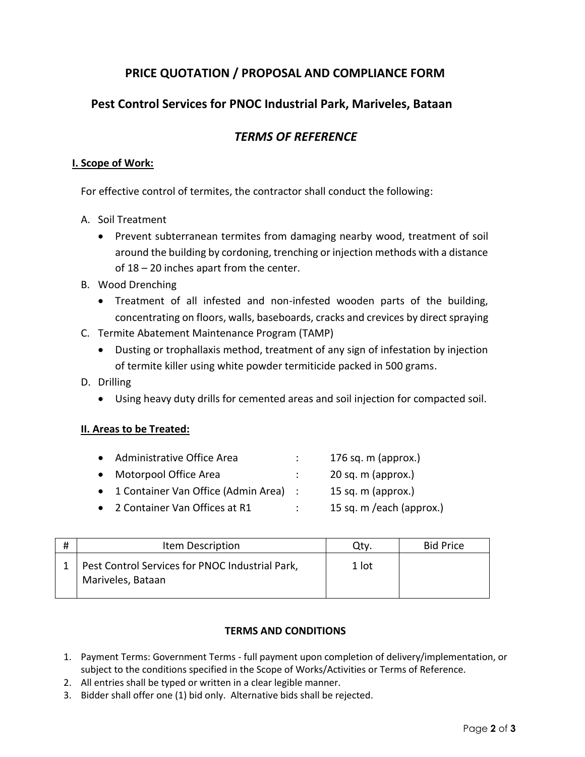# PRICE QUOTATION / PROPOSAL AND COMPLIANCE FORM

## Pest Control Services for PNOC Industrial Park, Mariveles, Bataan

## *TERMS OF REFERENCE*

**I. Scope of Work:**

For effective control of termites, the contractor shall conduct the following:

A. Soil Treatment
- Prevent subterranean termites from damaging nearby wood, treatment of soil around the building by cordoning, trenching or injection methods with a distance of 18 – 20 inches apart from the center.

B. Wood Drenching
- Treatment of all infested and non-infested wooden parts of the building, concentrating on floors, walls, baseboards, cracks and crevices by direct spraying

C. Termite Abatement Maintenance Program (TAMP)
- Dusting or trophallaxis method, treatment of any sign of infestation by injection of termite killer using white powder termiticide packed in 500 grams.

D. Drilling
- Using heavy duty drills for cemented areas and soil injection for compacted soil.

**II. Areas to be Treated:**

- Administrative Office Area : 176 sq. m (approx.)
- Motorpool Office Area : 20 sq. m (approx.)
- 1 Container Van Office (Admin Area) : 15 sq. m (approx.)
- 2 Container Van Offices at R1 : 15 sq. m /each (approx.)

| # | Item Description | Qty. | Bid Price |
|---|---|---|---|
| 1 | Pest Control Services for PNOC Industrial Park, Mariveles, Bataan | 1 lot | |

**TERMS AND CONDITIONS**

1. Payment Terms: Government Terms - full payment upon completion of delivery/implementation, or subject to the conditions specified in the Scope of Works/Activities or Terms of Reference.
2. All entries shall be typed or written in a clear legible manner.
3. Bidder shall offer one (1) bid only. Alternative bids shall be rejected.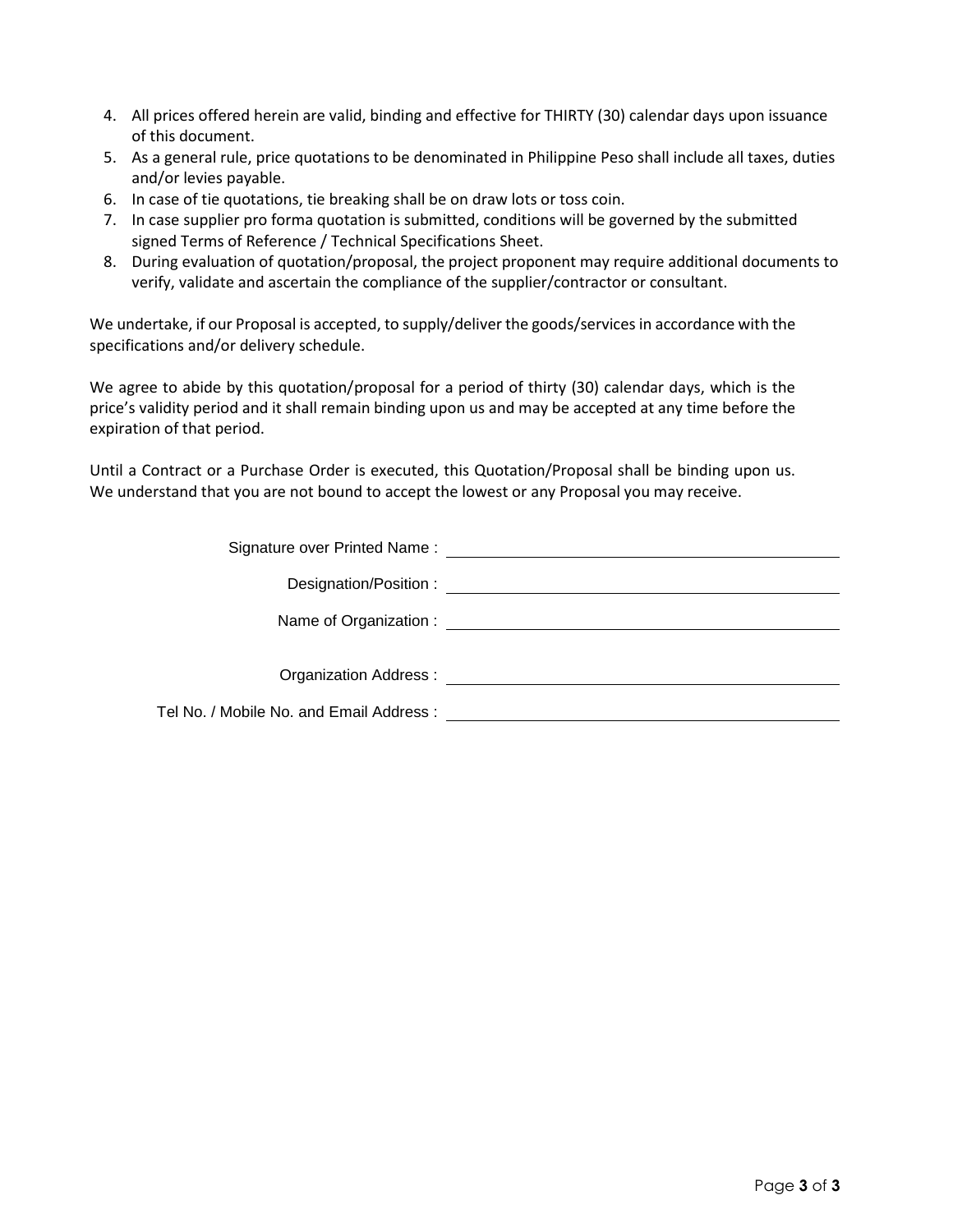4. All prices offered herein are valid, binding and effective for THIRTY (30) calendar days upon issuance of this document.
5. As a general rule, price quotations to be denominated in Philippine Peso shall include all taxes, duties and/or levies payable.
6. In case of tie quotations, tie breaking shall be on draw lots or toss coin.
7. In case supplier pro forma quotation is submitted, conditions will be governed by the submitted signed Terms of Reference / Technical Specifications Sheet.
8. During evaluation of quotation/proposal, the project proponent may require additional documents to verify, validate and ascertain the compliance of the supplier/contractor or consultant.

We undertake, if our Proposal is accepted, to supply/deliver the goods/services in accordance with the specifications and/or delivery schedule.

We agree to abide by this quotation/proposal for a period of thirty (30) calendar days, which is the price's validity period and it shall remain binding upon us and may be accepted at any time before the expiration of that period.

Until a Contract or a Purchase Order is executed, this Quotation/Proposal shall be binding upon us. We understand that you are not bound to accept the lowest or any Proposal you may receive.

Signature over Printed Name : ______________________________

Designation/Position : ______________________________

Name of Organization : ______________________________

Organization Address : ______________________________

Tel No. / Mobile No. and Email Address : ______________________________